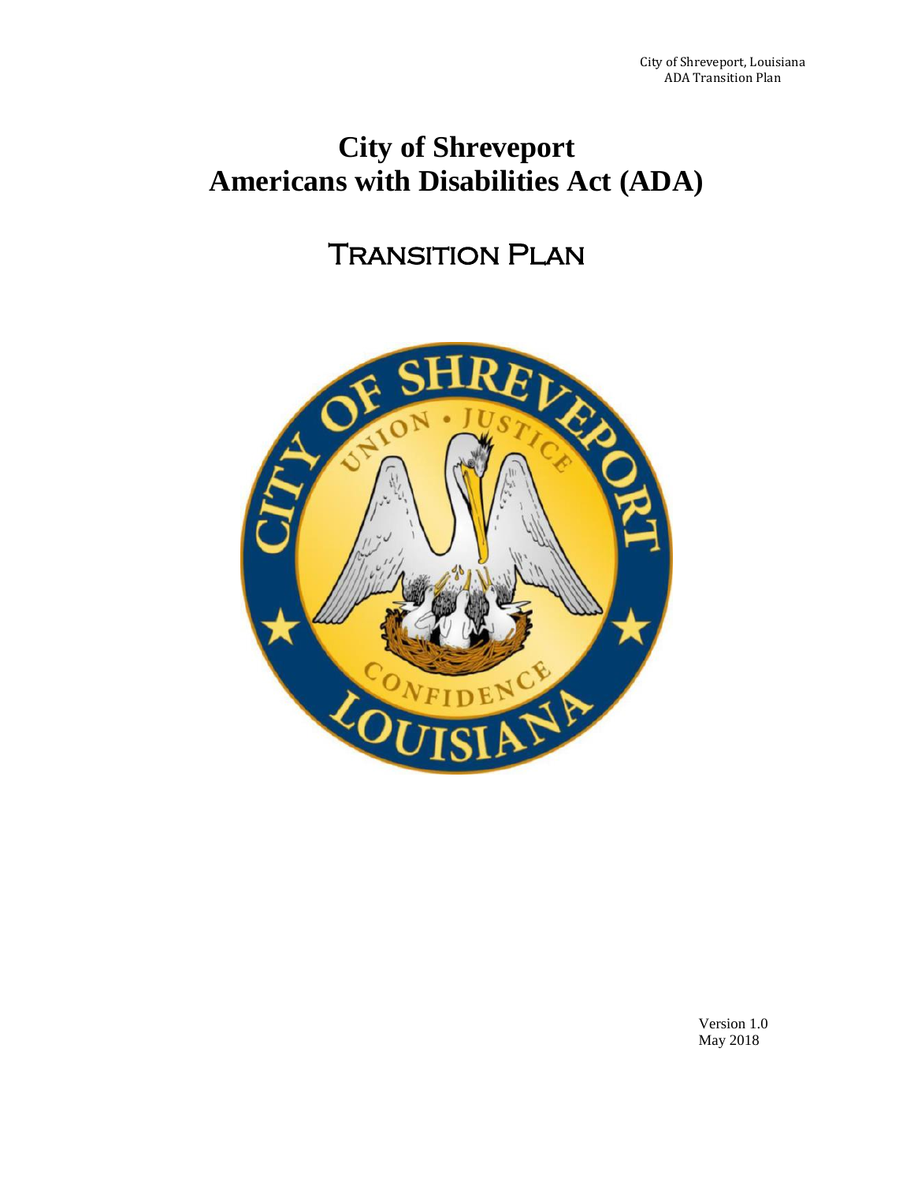# City of Shreveport
# Americans with Disabilities Act (ADA)

## Transition Plan

Version 1.0
May 2018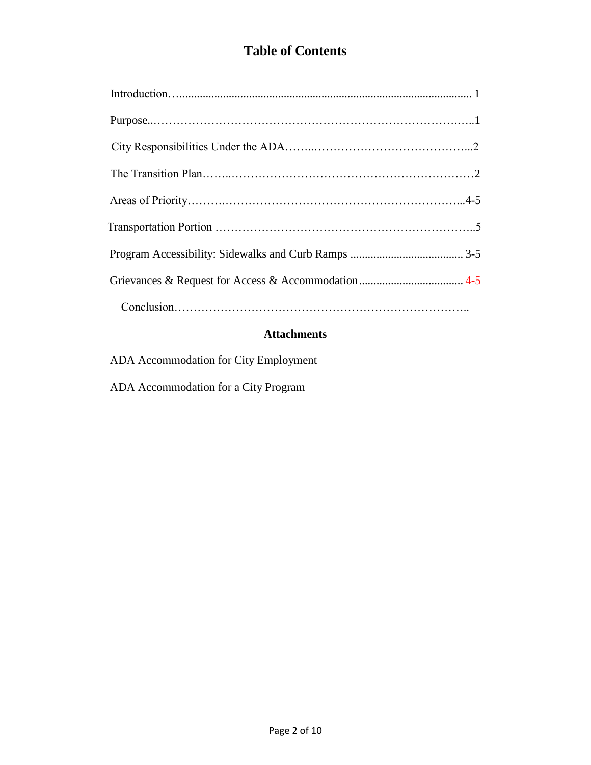# Table of Contents

| | |
|---|---|
| Introduction | 1 |
| Purpose | 1 |
| City Responsibilities Under the ADA | 2 |
| The Transition Plan | 2 |
| Areas of Priority | 4-5 |
| Transportation Portion | 5 |
| Program Accessibility: Sidewalks and Curb Ramps | 3-5 |
| Grievances & Request for Access & Accommodation | 4-5 |
| Conclusion | |

## Attachments

ADA Accommodation for City Employment

ADA Accommodation for a City Program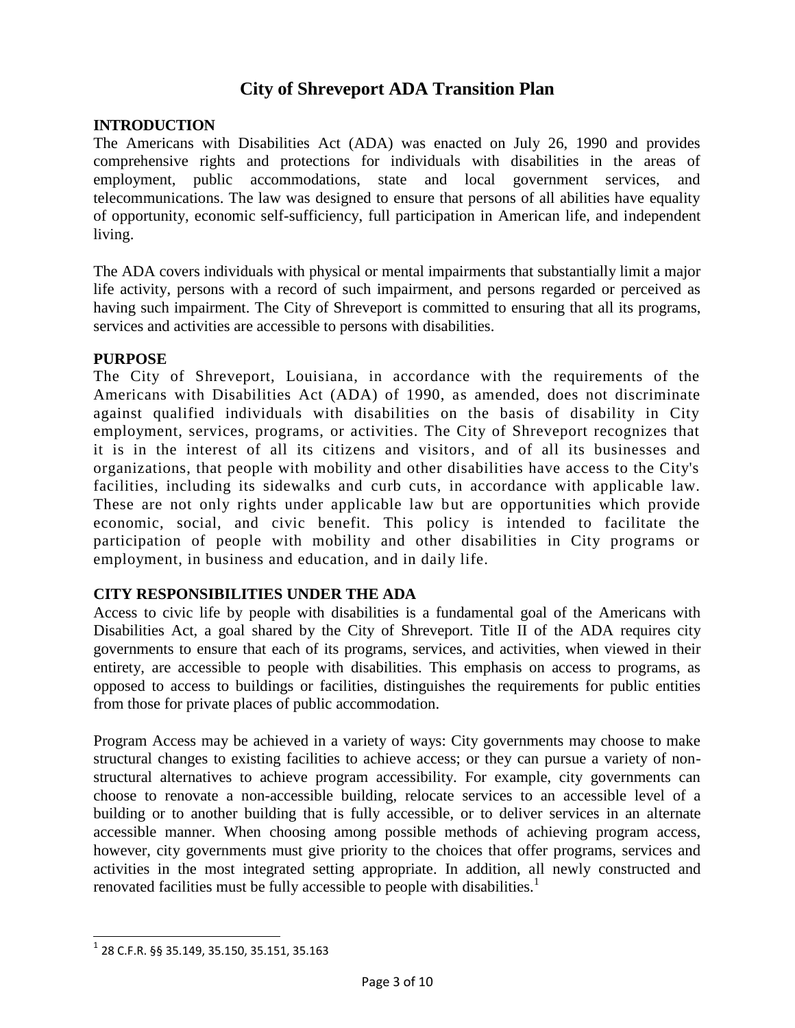# City of Shreveport ADA Transition Plan

## INTRODUCTION

The Americans with Disabilities Act (ADA) was enacted on July 26, 1990 and provides comprehensive rights and protections for individuals with disabilities in the areas of employment, public accommodations, state and local government services, and telecommunications. The law was designed to ensure that persons of all abilities have equality of opportunity, economic self-sufficiency, full participation in American life, and independent living.

The ADA covers individuals with physical or mental impairments that substantially limit a major life activity, persons with a record of such impairment, and persons regarded or perceived as having such impairment. The City of Shreveport is committed to ensuring that all its programs, services and activities are accessible to persons with disabilities.

## PURPOSE

The City of Shreveport, Louisiana, in accordance with the requirements of the Americans with Disabilities Act (ADA) of 1990, as amended, does not discriminate against qualified individuals with disabilities on the basis of disability in City employment, services, programs, or activities. The City of Shreveport recognizes that it is in the interest of all its citizens and visitors, and of all its businesses and organizations, that people with mobility and other disabilities have access to the City's facilities, including its sidewalks and curb cuts, in accordance with applicable law. These are not only rights under applicable law but are opportunities which provide economic, social, and civic benefit. This policy is intended to facilitate the participation of people with mobility and other disabilities in City programs or employment, in business and education, and in daily life.

## CITY RESPONSIBILITIES UNDER THE ADA

Access to civic life by people with disabilities is a fundamental goal of the Americans with Disabilities Act, a goal shared by the City of Shreveport. Title II of the ADA requires city governments to ensure that each of its programs, services, and activities, when viewed in their entirety, are accessible to people with disabilities. This emphasis on access to programs, as opposed to access to buildings or facilities, distinguishes the requirements for public entities from those for private places of public accommodation.

Program Access may be achieved in a variety of ways: City governments may choose to make structural changes to existing facilities to achieve access; or they can pursue a variety of non-structural alternatives to achieve program accessibility. For example, city governments can choose to renovate a non-accessible building, relocate services to an accessible level of a building or to another building that is fully accessible, or to deliver services in an alternate accessible manner. When choosing among possible methods of achieving program access, however, city governments must give priority to the choices that offer programs, services and activities in the most integrated setting appropriate. In addition, all newly constructed and renovated facilities must be fully accessible to people with disabilities.[1]

[1] 28 C.F.R. §§ 35.149, 35.150, 35.151, 35.163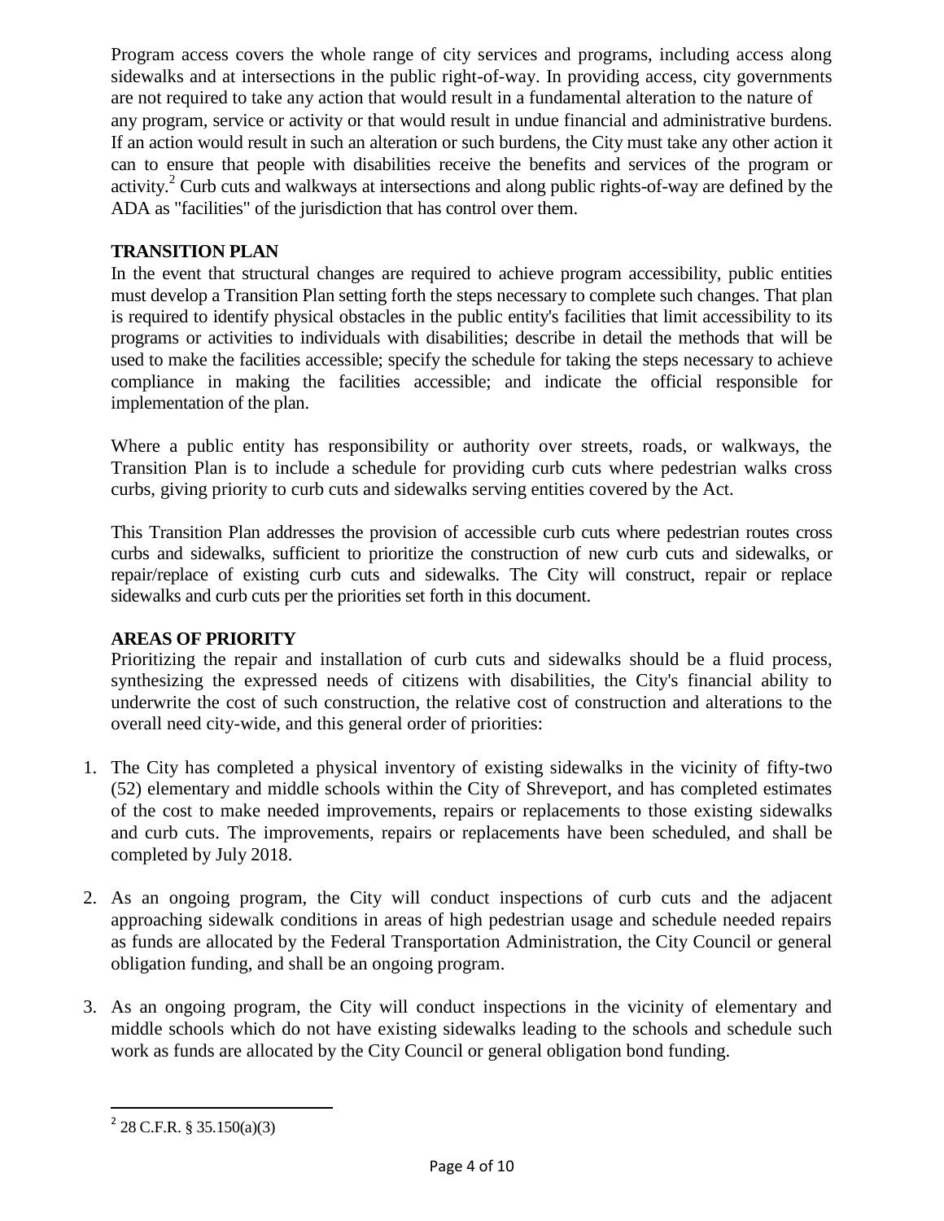Program access covers the whole range of city services and programs, including access along sidewalks and at intersections in the public right-of-way. In providing access, city governments are not required to take any action that would result in a fundamental alteration to the nature of any program, service or activity or that would result in undue financial and administrative burdens. If an action would result in such an alteration or such burdens, the City must take any other action it can to ensure that people with disabilities receive the benefits and services of the program or activity.[2] Curb cuts and walkways at intersections and along public rights-of-way are defined by the ADA as "facilities" of the jurisdiction that has control over them.

**TRANSITION PLAN**

In the event that structural changes are required to achieve program accessibility, public entities must develop a Transition Plan setting forth the steps necessary to complete such changes. That plan is required to identify physical obstacles in the public entity's facilities that limit accessibility to its programs or activities to individuals with disabilities; describe in detail the methods that will be used to make the facilities accessible; specify the schedule for taking the steps necessary to achieve compliance in making the facilities accessible; and indicate the official responsible for implementation of the plan.

Where a public entity has responsibility or authority over streets, roads, or walkways, the Transition Plan is to include a schedule for providing curb cuts where pedestrian walks cross curbs, giving priority to curb cuts and sidewalks serving entities covered by the Act.

This Transition Plan addresses the provision of accessible curb cuts where pedestrian routes cross curbs and sidewalks, sufficient to prioritize the construction of new curb cuts and sidewalks, or repair/replace of existing curb cuts and sidewalks. The City will construct, repair or replace sidewalks and curb cuts per the priorities set forth in this document.

**AREAS OF PRIORITY**

Prioritizing the repair and installation of curb cuts and sidewalks should be a fluid process, synthesizing the expressed needs of citizens with disabilities, the City's financial ability to underwrite the cost of such construction, the relative cost of construction and alterations to the overall need city-wide, and this general order of priorities:

1. The City has completed a physical inventory of existing sidewalks in the vicinity of fifty-two (52) elementary and middle schools within the City of Shreveport, and has completed estimates of the cost to make needed improvements, repairs or replacements to those existing sidewalks and curb cuts. The improvements, repairs or replacements have been scheduled, and shall be completed by July 2018.

2. As an ongoing program, the City will conduct inspections of curb cuts and the adjacent approaching sidewalk conditions in areas of high pedestrian usage and schedule needed repairs as funds are allocated by the Federal Transportation Administration, the City Council or general obligation funding, and shall be an ongoing program.

3. As an ongoing program, the City will conduct inspections in the vicinity of elementary and middle schools which do not have existing sidewalks leading to the schools and schedule such work as funds are allocated by the City Council or general obligation bond funding.

---

[2] 28 C.F.R. § 35.150(a)(3)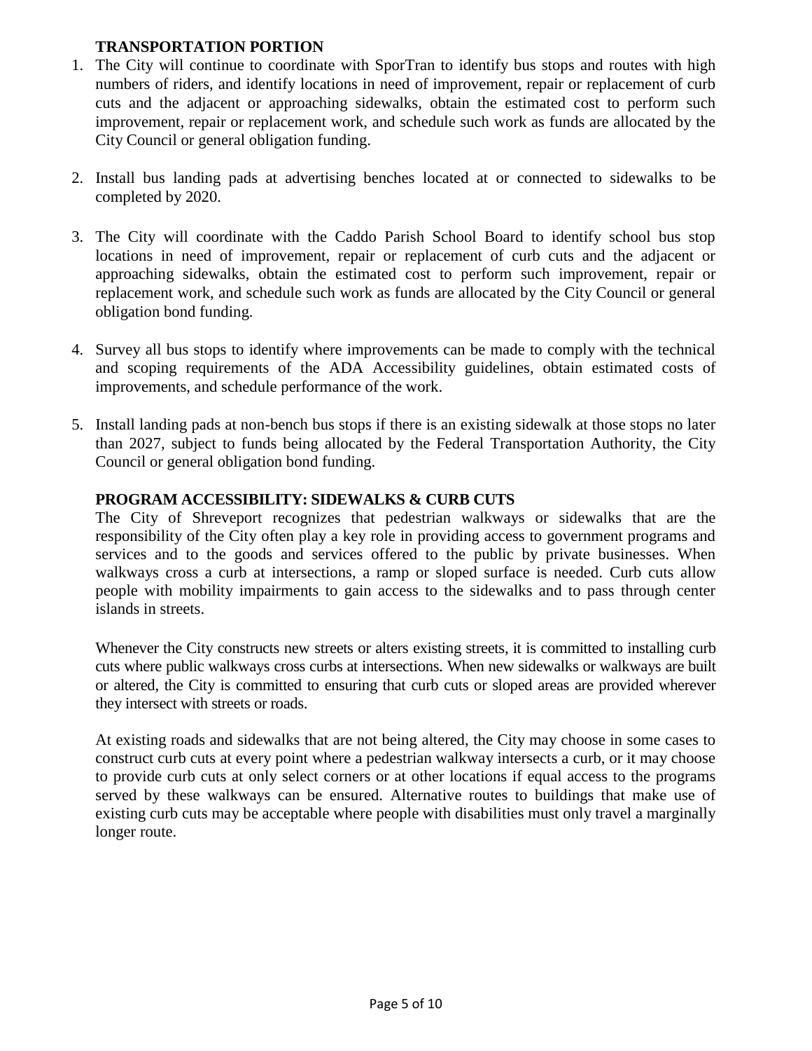## TRANSPORTATION PORTION

1. The City will continue to coordinate with SporTran to identify bus stops and routes with high numbers of riders, and identify locations in need of improvement, repair or replacement of curb cuts and the adjacent or approaching sidewalks, obtain the estimated cost to perform such improvement, repair or replacement work, and schedule such work as funds are allocated by the City Council or general obligation funding.

2. Install bus landing pads at advertising benches located at or connected to sidewalks to be completed by 2020.

3. The City will coordinate with the Caddo Parish School Board to identify school bus stop locations in need of improvement, repair or replacement of curb cuts and the adjacent or approaching sidewalks, obtain the estimated cost to perform such improvement, repair or replacement work, and schedule such work as funds are allocated by the City Council or general obligation bond funding.

4. Survey all bus stops to identify where improvements can be made to comply with the technical and scoping requirements of the ADA Accessibility guidelines, obtain estimated costs of improvements, and schedule performance of the work.

5. Install landing pads at non-bench bus stops if there is an existing sidewalk at those stops no later than 2027, subject to funds being allocated by the Federal Transportation Authority, the City Council or general obligation bond funding.

## PROGRAM ACCESSIBILITY: SIDEWALKS & CURB CUTS

The City of Shreveport recognizes that pedestrian walkways or sidewalks that are the responsibility of the City often play a key role in providing access to government programs and services and to the goods and services offered to the public by private businesses. When walkways cross a curb at intersections, a ramp or sloped surface is needed. Curb cuts allow people with mobility impairments to gain access to the sidewalks and to pass through center islands in streets.

Whenever the City constructs new streets or alters existing streets, it is committed to installing curb cuts where public walkways cross curbs at intersections. When new sidewalks or walkways are built or altered, the City is committed to ensuring that curb cuts or sloped areas are provided wherever they intersect with streets or roads.

At existing roads and sidewalks that are not being altered, the City may choose in some cases to construct curb cuts at every point where a pedestrian walkway intersects a curb, or it may choose to provide curb cuts at only select corners or at other locations if equal access to the programs served by these walkways can be ensured. Alternative routes to buildings that make use of existing curb cuts may be acceptable where people with disabilities must only travel a marginally longer route.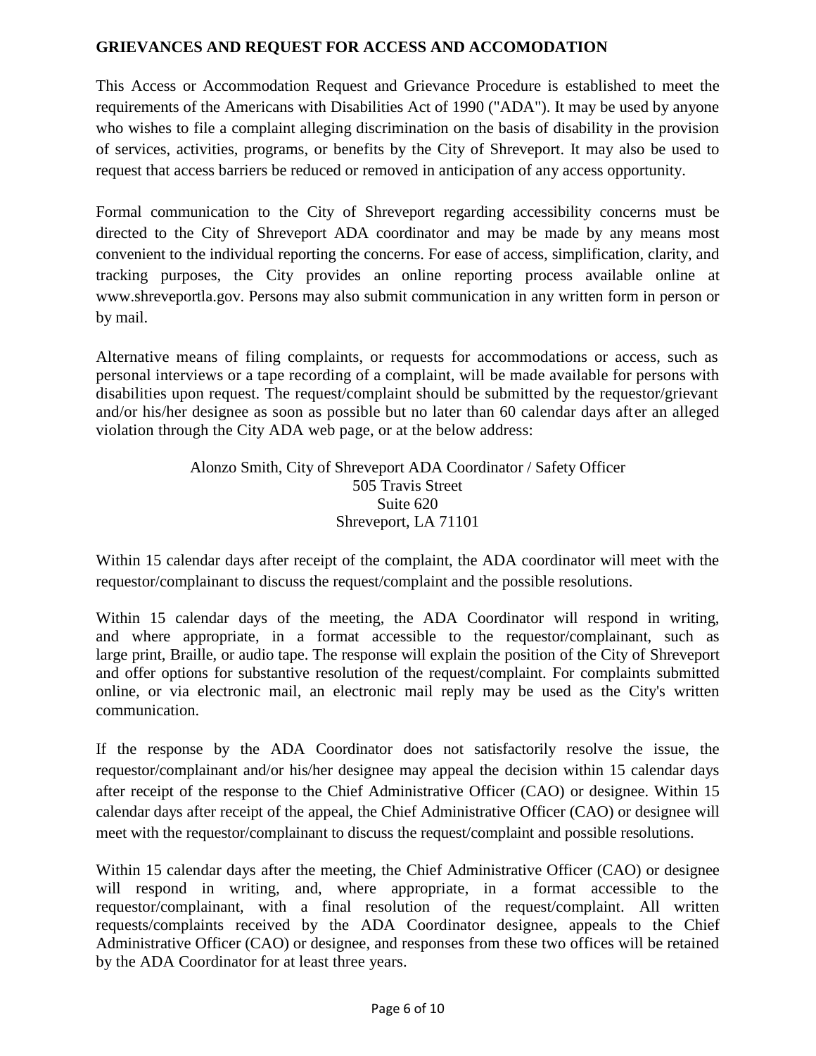**GRIEVANCES AND REQUEST FOR ACCESS AND ACCOMODATION**

This Access or Accommodation Request and Grievance Procedure is established to meet the requirements of the Americans with Disabilities Act of 1990 ("ADA"). It may be used by anyone who wishes to file a complaint alleging discrimination on the basis of disability in the provision of services, activities, programs, or benefits by the City of Shreveport. It may also be used to request that access barriers be reduced or removed in anticipation of any access opportunity.

Formal communication to the City of Shreveport regarding accessibility concerns must be directed to the City of Shreveport ADA coordinator and may be made by any means most convenient to the individual reporting the concerns. For ease of access, simplification, clarity, and tracking purposes, the City provides an online reporting process available online at www.shreveportla.gov. Persons may also submit communication in any written form in person or by mail.

Alternative means of filing complaints, or requests for accommodations or access, such as personal interviews or a tape recording of a complaint, will be made available for persons with disabilities upon request. The request/complaint should be submitted by the requestor/grievant and/or his/her designee as soon as possible but no later than 60 calendar days after an alleged violation through the City ADA web page, or at the below address:

Alonzo Smith, City of Shreveport ADA Coordinator / Safety Officer
505 Travis Street
Suite 620
Shreveport, LA 71101

Within 15 calendar days after receipt of the complaint, the ADA coordinator will meet with the requestor/complainant to discuss the request/complaint and the possible resolutions.

Within 15 calendar days of the meeting, the ADA Coordinator will respond in writing, and where appropriate, in a format accessible to the requestor/complainant, such as large print, Braille, or audio tape. The response will explain the position of the City of Shreveport and offer options for substantive resolution of the request/complaint. For complaints submitted online, or via electronic mail, an electronic mail reply may be used as the City's written communication.

If the response by the ADA Coordinator does not satisfactorily resolve the issue, the requestor/complainant and/or his/her designee may appeal the decision within 15 calendar days after receipt of the response to the Chief Administrative Officer (CAO) or designee. Within 15 calendar days after receipt of the appeal, the Chief Administrative Officer (CAO) or designee will meet with the requestor/complainant to discuss the request/complaint and possible resolutions.

Within 15 calendar days after the meeting, the Chief Administrative Officer (CAO) or designee will respond in writing, and, where appropriate, in a format accessible to the requestor/complainant, with a final resolution of the request/complaint. All written requests/complaints received by the ADA Coordinator designee, appeals to the Chief Administrative Officer (CAO) or designee, and responses from these two offices will be retained by the ADA Coordinator for at least three years.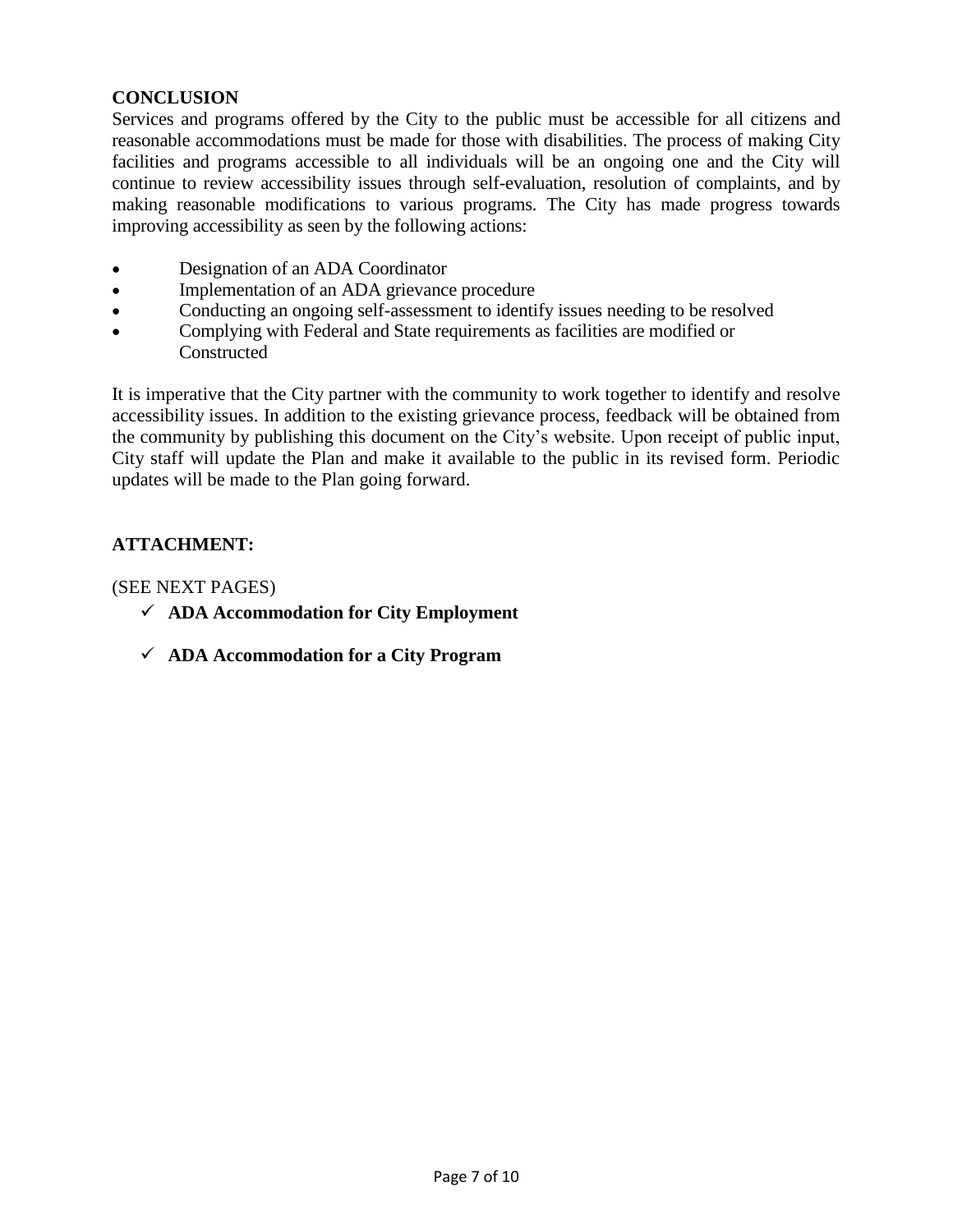## CONCLUSION

Services and programs offered by the City to the public must be accessible for all citizens and reasonable accommodations must be made for those with disabilities. The process of making City facilities and programs accessible to all individuals will be an ongoing one and the City will continue to review accessibility issues through self-evaluation, resolution of complaints, and by making reasonable modifications to various programs. The City has made progress towards improving accessibility as seen by the following actions:

- Designation of an ADA Coordinator
- Implementation of an ADA grievance procedure
- Conducting an ongoing self-assessment to identify issues needing to be resolved
- Complying with Federal and State requirements as facilities are modified or Constructed

It is imperative that the City partner with the community to work together to identify and resolve accessibility issues. In addition to the existing grievance process, feedback will be obtained from the community by publishing this document on the City's website. Upon receipt of public input, City staff will update the Plan and make it available to the public in its revised form. Periodic updates will be made to the Plan going forward.

## ATTACHMENT:

(SEE NEXT PAGES)

- ✓ **ADA Accommodation for City Employment**
- ✓ **ADA Accommodation for a City Program**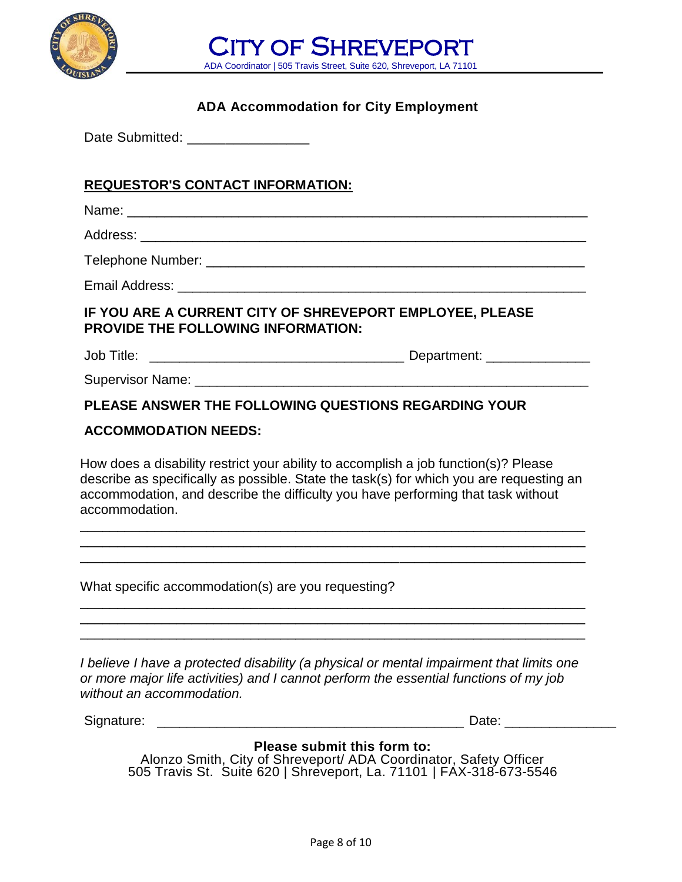# CITY OF SHREVEPORT

ADA Coordinator | 505 Travis Street, Suite 620, Shreveport, LA 71101

## ADA Accommodation for City Employment

Date Submitted: ________________

**REQUESTOR'S CONTACT INFORMATION:**

Name: ____________________________________________________________

Address: __________________________________________________________

Telephone Number: __________________________________________________

Email Address: _____________________________________________________

**IF YOU ARE A CURRENT CITY OF SHREVEPORT EMPLOYEE, PLEASE PROVIDE THE FOLLOWING INFORMATION:**

Job Title: _________________________________ Department: ______________

Supervisor Name: ____________________________________________________

**PLEASE ANSWER THE FOLLOWING QUESTIONS REGARDING YOUR ACCOMMODATION NEEDS:**

How does a disability restrict your ability to accomplish a job function(s)? Please describe as specifically as possible. State the task(s) for which you are requesting an accommodation, and describe the difficulty you have performing that task without accommodation.

_____________________________________________________________________
_____________________________________________________________________
_____________________________________________________________________

What specific accommodation(s) are you requesting?

_____________________________________________________________________
_____________________________________________________________________
_____________________________________________________________________

*I believe I have a protected disability (a physical or mental impairment that limits one or more major life activities) and I cannot perform the essential functions of my job without an accommodation.*

Signature: __________________________________________ Date: _______________

**Please submit this form to:**

Alonzo Smith, City of Shreveport/ ADA Coordinator, Safety Officer
505 Travis St. Suite 620 | Shreveport, La. 71101 | FAX-318-673-5546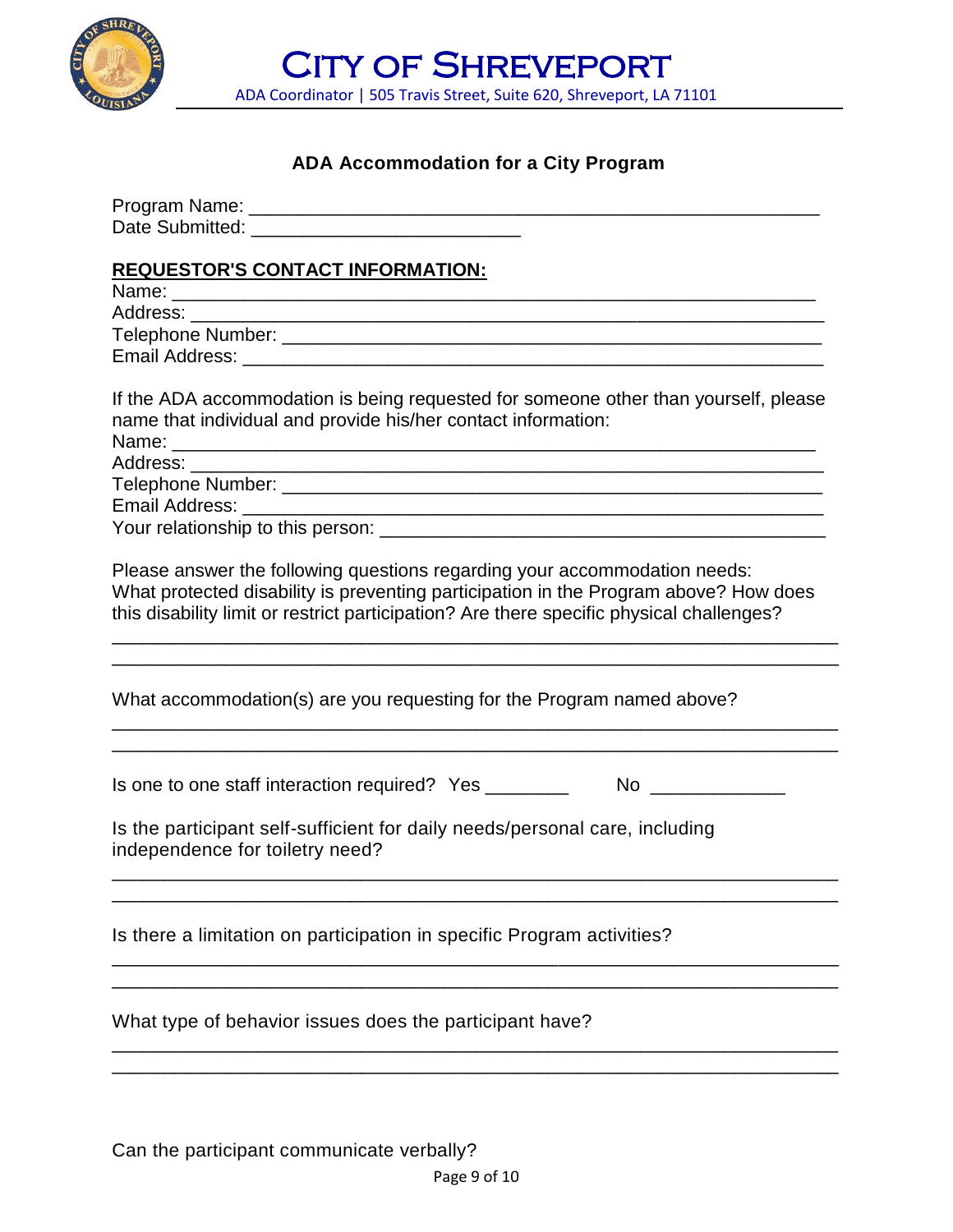# CITY OF SHREVEPORT

ADA Coordinator | 505 Travis Street, Suite 620, Shreveport, LA 71101

## ADA Accommodation for a City Program

Program Name: ________________________________________________________
Date Submitted: __________________________

**REQUESTOR'S CONTACT INFORMATION:**

Name: ______________________________________________________________
Address: _____________________________________________________________
Telephone Number: ____________________________________________________
Email Address: _______________________________________________________

If the ADA accommodation is being requested for someone other than yourself, please name that individual and provide his/her contact information:

Name: ______________________________________________________________
Address: _____________________________________________________________
Telephone Number: ____________________________________________________
Email Address: _______________________________________________________
Your relationship to this person: __________________________________________

Please answer the following questions regarding your accommodation needs:
What protected disability is preventing participation in the Program above? How does this disability limit or restrict participation? Are there specific physical challenges?

______________________________________________________________________
______________________________________________________________________

What accommodation(s) are you requesting for the Program named above?

______________________________________________________________________
______________________________________________________________________

Is one to one staff interaction required? Yes ________ No _____________

Is the participant self-sufficient for daily needs/personal care, including independence for toiletry need?

______________________________________________________________________
______________________________________________________________________

Is there a limitation on participation in specific Program activities?

______________________________________________________________________
______________________________________________________________________

What type of behavior issues does the participant have?

______________________________________________________________________
______________________________________________________________________

Can the participant communicate verbally?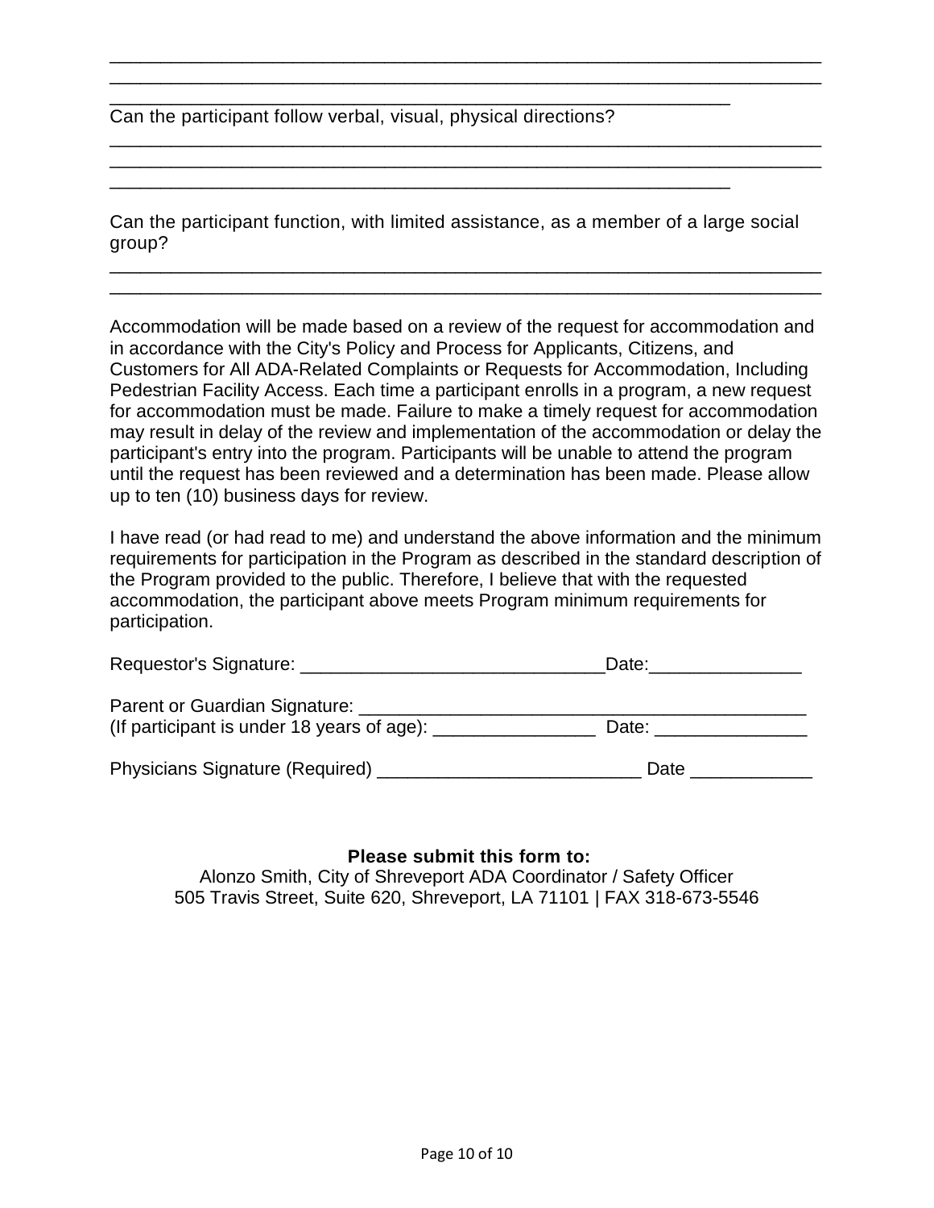\_\_\_\_\_\_\_\_\_\_\_\_\_\_\_\_\_\_\_\_\_\_\_\_\_\_\_\_\_\_\_\_\_\_\_\_\_\_\_\_\_\_\_\_\_\_\_\_\_\_\_\_\_\_\_\_\_\_\_\_\_\_\_\_\_\_
\_\_\_\_\_\_\_\_\_\_\_\_\_\_\_\_\_\_\_\_\_\_\_\_\_\_\_\_\_\_\_\_\_\_\_\_\_\_\_\_\_\_\_\_\_\_\_\_\_\_\_\_\_\_\_\_\_\_\_\_\_\_\_\_\_\_
\_\_\_\_\_\_\_\_\_\_\_\_\_\_\_\_\_\_\_\_\_\_\_\_\_\_\_\_\_\_\_\_\_\_\_\_\_\_\_\_\_\_\_\_\_\_\_\_\_\_\_\_\_\_\_\_\_\_\_\_

Can the participant follow verbal, visual, physical directions?

\_\_\_\_\_\_\_\_\_\_\_\_\_\_\_\_\_\_\_\_\_\_\_\_\_\_\_\_\_\_\_\_\_\_\_\_\_\_\_\_\_\_\_\_\_\_\_\_\_\_\_\_\_\_\_\_\_\_\_\_\_\_\_\_\_\_
\_\_\_\_\_\_\_\_\_\_\_\_\_\_\_\_\_\_\_\_\_\_\_\_\_\_\_\_\_\_\_\_\_\_\_\_\_\_\_\_\_\_\_\_\_\_\_\_\_\_\_\_\_\_\_\_\_\_\_\_\_\_\_\_\_\_
\_\_\_\_\_\_\_\_\_\_\_\_\_\_\_\_\_\_\_\_\_\_\_\_\_\_\_\_\_\_\_\_\_\_\_\_\_\_\_\_\_\_\_\_\_\_\_\_\_\_\_\_\_\_\_\_\_\_\_\_

Can the participant function, with limited assistance, as a member of a large social group?

\_\_\_\_\_\_\_\_\_\_\_\_\_\_\_\_\_\_\_\_\_\_\_\_\_\_\_\_\_\_\_\_\_\_\_\_\_\_\_\_\_\_\_\_\_\_\_\_\_\_\_\_\_\_\_\_\_\_\_\_\_\_\_\_\_\_
\_\_\_\_\_\_\_\_\_\_\_\_\_\_\_\_\_\_\_\_\_\_\_\_\_\_\_\_\_\_\_\_\_\_\_\_\_\_\_\_\_\_\_\_\_\_\_\_\_\_\_\_\_\_\_\_\_\_\_\_\_\_\_\_\_\_

Accommodation will be made based on a review of the request for accommodation and in accordance with the City's Policy and Process for Applicants, Citizens, and Customers for All ADA-Related Complaints or Requests for Accommodation, Including Pedestrian Facility Access. Each time a participant enrolls in a program, a new request for accommodation must be made. Failure to make a timely request for accommodation may result in delay of the review and implementation of the accommodation or delay the participant's entry into the program. Participants will be unable to attend the program until the request has been reviewed and a determination has been made. Please allow up to ten (10) business days for review.

I have read (or had read to me) and understand the above information and the minimum requirements for participation in the Program as described in the standard description of the Program provided to the public. Therefore, I believe that with the requested accommodation, the participant above meets Program minimum requirements for participation.

Requestor's Signature: \_\_\_\_\_\_\_\_\_\_\_\_\_\_\_\_\_\_\_\_\_\_\_\_\_\_\_\_\_\_Date:\_\_\_\_\_\_\_\_\_\_\_\_\_\_\_

Parent or Guardian Signature: \_\_\_\_\_\_\_\_\_\_\_\_\_\_\_\_\_\_\_\_\_\_\_\_\_\_\_\_\_\_\_\_\_\_\_\_\_\_\_\_\_\_\_\_\_
(If participant is under 18 years of age): \_\_\_\_\_\_\_\_\_\_\_\_\_\_\_\_ Date: \_\_\_\_\_\_\_\_\_\_\_\_\_\_\_

Physicians Signature (Required) \_\_\_\_\_\_\_\_\_\_\_\_\_\_\_\_\_\_\_\_\_\_\_\_\_\_ Date \_\_\_\_\_\_\_\_\_\_\_\_

**Please submit this form to:**

Alonzo Smith, City of Shreveport ADA Coordinator / Safety Officer
505 Travis Street, Suite 620, Shreveport, LA 71101 | FAX 318-673-5546